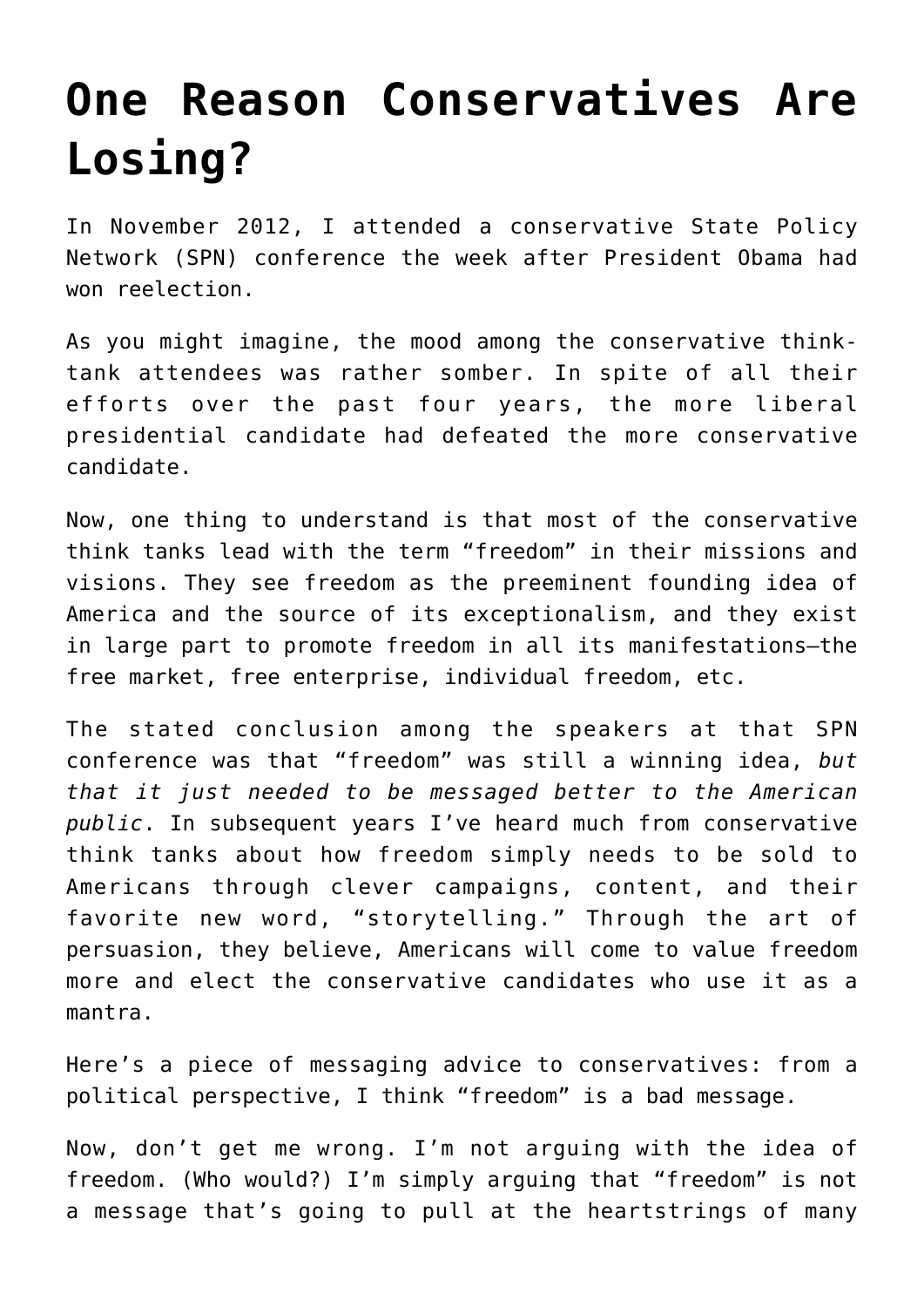# One Reason Conservatives Are Losing?

In November 2012, I attended a conservative State Policy Network (SPN) conference the week after President Obama had won reelection.

As you might imagine, the mood among the conservative think-tank attendees was rather somber. In spite of all their efforts over the past four years, the more liberal presidential candidate had defeated the more conservative candidate.

Now, one thing to understand is that most of the conservative think tanks lead with the term "freedom" in their missions and visions. They see freedom as the preeminent founding idea of America and the source of its exceptionalism, and they exist in large part to promote freedom in all its manifestations—the free market, free enterprise, individual freedom, etc.

The stated conclusion among the speakers at that SPN conference was that "freedom" was still a winning idea, *but that it just needed to be messaged better to the American public*. In subsequent years I've heard much from conservative think tanks about how freedom simply needs to be sold to Americans through clever campaigns, content, and their favorite new word, "storytelling." Through the art of persuasion, they believe, Americans will come to value freedom more and elect the conservative candidates who use it as a mantra.

Here's a piece of messaging advice to conservatives: from a political perspective, I think "freedom" is a bad message.

Now, don't get me wrong. I'm not arguing with the idea of freedom. (Who would?) I'm simply arguing that "freedom" is not a message that's going to pull at the heartstrings of many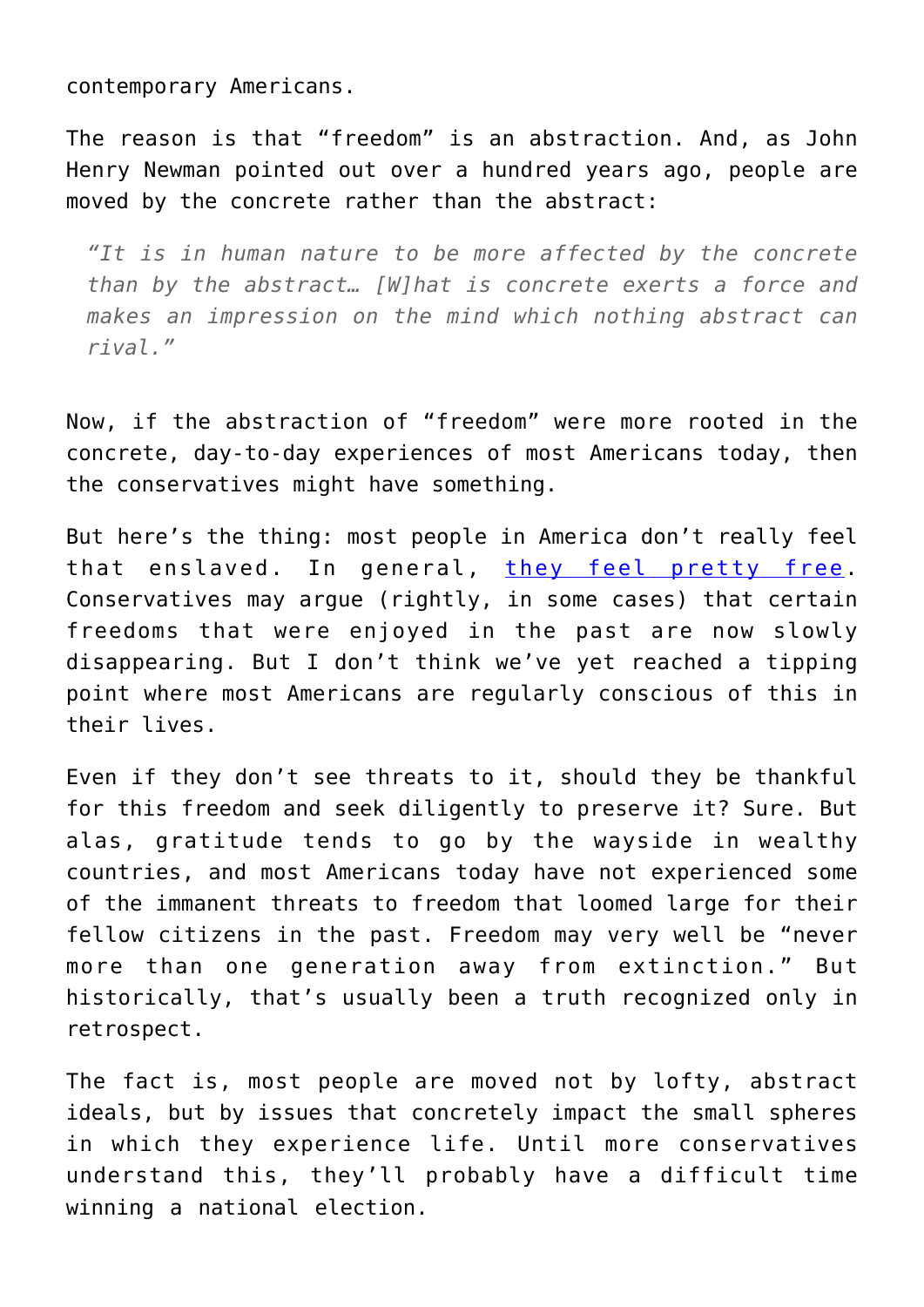contemporary Americans.

The reason is that "freedom" is an abstraction. And, as John Henry Newman pointed out over a hundred years ago, people are moved by the concrete rather than the abstract:

> *"It is in human nature to be more affected by the concrete than by the abstract… [W]hat is concrete exerts a force and makes an impression on the mind which nothing abstract can rival."*

Now, if the abstraction of "freedom" were more rooted in the concrete, day-to-day experiences of most Americans today, then the conservatives might have something.

But here's the thing: most people in America don't really feel that enslaved. In general, they feel pretty free. Conservatives may argue (rightly, in some cases) that certain freedoms that were enjoyed in the past are now slowly disappearing. But I don't think we've yet reached a tipping point where most Americans are regularly conscious of this in their lives.

Even if they don't see threats to it, should they be thankful for this freedom and seek diligently to preserve it? Sure. But alas, gratitude tends to go by the wayside in wealthy countries, and most Americans today have not experienced some of the immanent threats to freedom that loomed large for their fellow citizens in the past. Freedom may very well be "never more than one generation away from extinction." But historically, that's usually been a truth recognized only in retrospect.

The fact is, most people are moved not by lofty, abstract ideals, but by issues that concretely impact the small spheres in which they experience life. Until more conservatives understand this, they'll probably have a difficult time winning a national election.